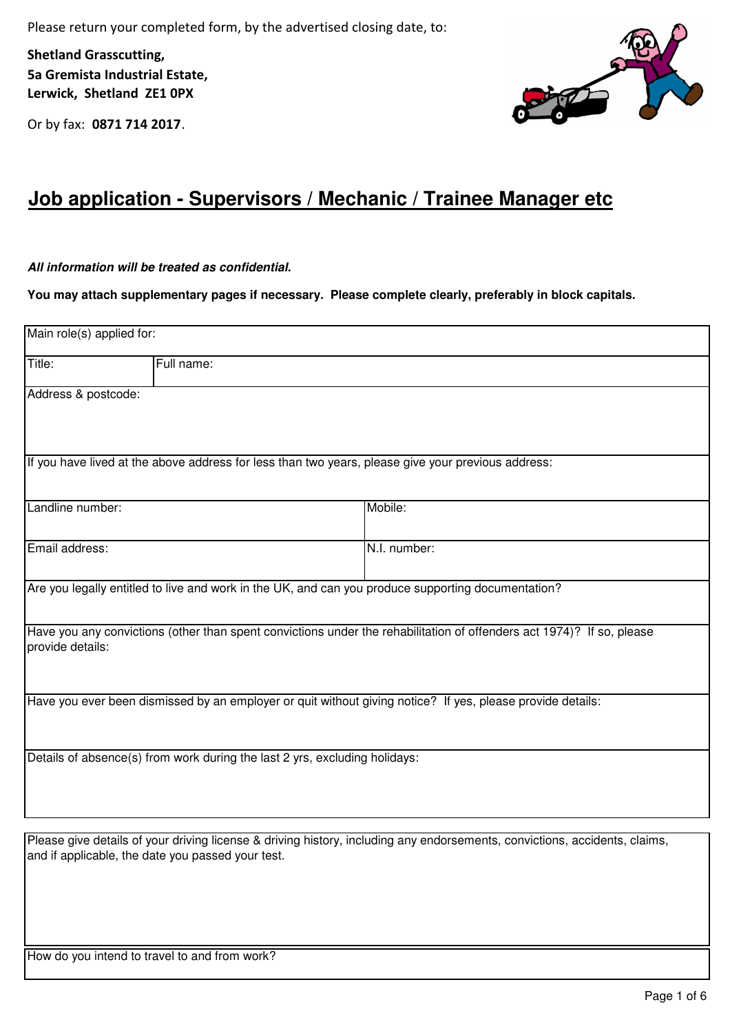Please return your completed form, by the advertised closing date, to:

**Shetland Grasscutting,**
**5a Gremista Industrial Estate,**
**Lerwick, Shetland ZE1 0PX**

Or by fax: **0871 714 2017**.

# Job application - Supervisors / Mechanic / Trainee Manager etc

***All information will be treated as confidential.***

**You may attach supplementary pages if necessary. Please complete clearly, preferably in block capitals.**

| Main role(s) applied for: | |
|---|---|
| Title: | Full name: |
| Address & postcode: | |
| If you have lived at the above address for less than two years, please give your previous address: | |
| Landline number: | Mobile: |
| Email address: | N.I. number: |
| Are you legally entitled to live and work in the UK, and can you produce supporting documentation? | |
| Have you any convictions (other than spent convictions under the rehabilitation of offenders act 1974)? If so, please provide details: | |
| Have you ever been dismissed by an employer or quit without giving notice? If yes, please provide details: | |
| Details of absence(s) from work during the last 2 yrs, excluding holidays: | |

| Please give details of your driving license & driving history, including any endorsements, convictions, accidents, claims, and if applicable, the date you passed your test. |
|---|
| How do you intend to travel to and from work? |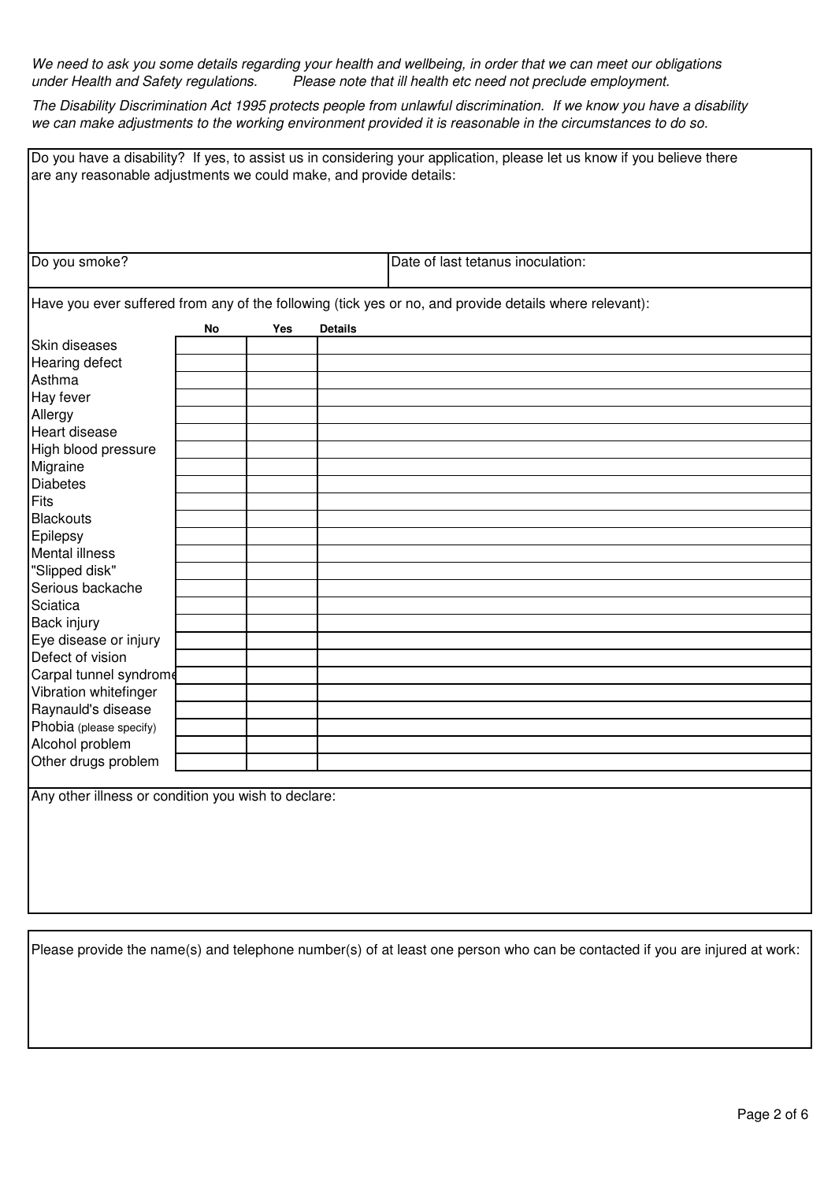*We need to ask you some details regarding your health and wellbeing, in order that we can meet our obligations under Health and Safety regulations.* *Please note that ill health etc need not preclude employment.*

*The Disability Discrimination Act 1995 protects people from unlawful discrimination. If we know you have a disability we can make adjustments to the working environment provided it is reasonable in the circumstances to do so.*

Do you have a disability? If yes, to assist us in considering your application, please let us know if you believe there are any reasonable adjustments we could make, and provide details:

| Do you smoke? | Date of last tetanus inoculation: |
|---|---|
| | |

Have you ever suffered from any of the following (tick yes or no, and provide details where relevant):

| | **No** | **Yes** | **Details** |
|---|---|---|---|
| Skin diseases | | | |
| Hearing defect | | | |
| Asthma | | | |
| Hay fever | | | |
| Allergy | | | |
| Heart disease | | | |
| High blood pressure | | | |
| Migraine | | | |
| Diabetes | | | |
| Fits | | | |
| Blackouts | | | |
| Epilepsy | | | |
| Mental illness | | | |
| "Slipped disk" | | | |
| Serious backache | | | |
| Sciatica | | | |
| Back injury | | | |
| Eye disease or injury | | | |
| Defect of vision | | | |
| Carpal tunnel syndrome | | | |
| Vibration whitefinger | | | |
| Raynauld's disease | | | |
| Phobia (please specify) | | | |
| Alcohol problem | | | |
| Other drugs problem | | | |

Any other illness or condition you wish to declare:

Please provide the name(s) and telephone number(s) of at least one person who can be contacted if you are injured at work: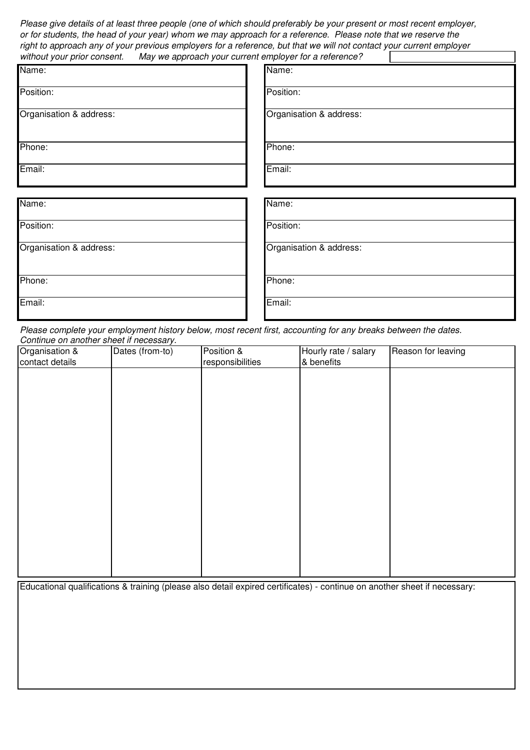*Please give details of at least three people (one of which should preferably be your present or most recent employer, or for students, the head of your year) whom we may approach for a reference. Please note that we reserve the right to approach any of your previous employers for a reference, but that we will not contact your current employer without your prior consent. May we approach your current employer for a reference?*

| Reference 1 | Reference 2 |
|---|---|
| Name: | Name: |
| Position: | Position: |
| Organisation & address: | Organisation & address: |
| Phone: | Phone: |
| Email: | Email: |

| Reference 3 | Reference 4 |
|---|---|
| Name: | Name: |
| Position: | Position: |
| Organisation & address: | Organisation & address: |
| Phone: | Phone: |
| Email: | Email: |

*Please complete your employment history below, most recent first, accounting for any breaks between the dates. Continue on another sheet if necessary.*

| Organisation & contact details | Dates (from-to) | Position & responsibilities | Hourly rate / salary & benefits | Reason for leaving |
|---|---|---|---|---|
| | | | | |

Educational qualifications & training (please also detail expired certificates) - continue on another sheet if necessary: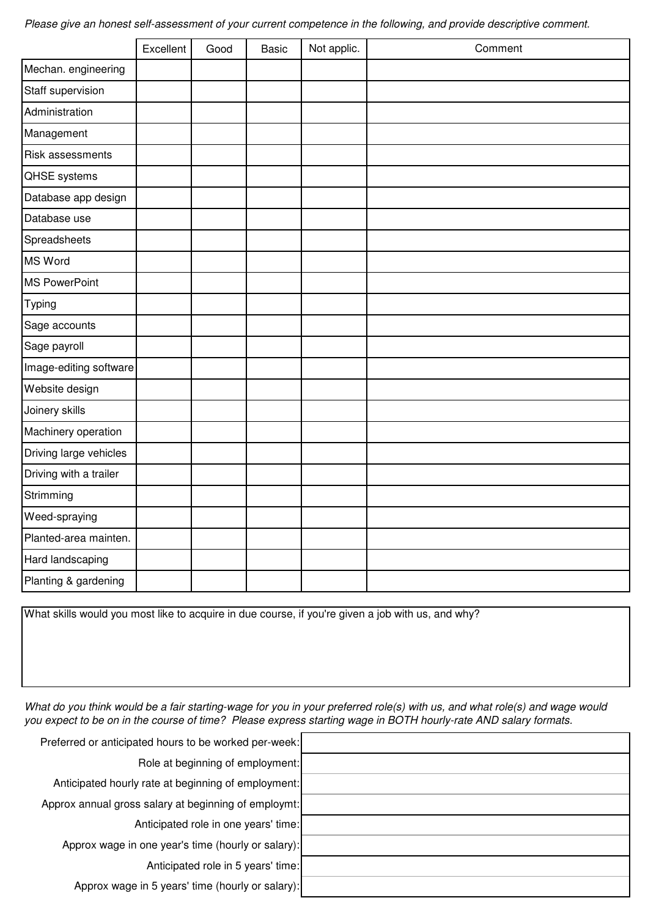*Please give an honest self-assessment of your current competence in the following, and provide descriptive comment.*

| | Excellent | Good | Basic | Not applic. | Comment |
|---|---|---|---|---|---|
| Mechan. engineering | | | | | |
| Staff supervision | | | | | |
| Administration | | | | | |
| Management | | | | | |
| Risk assessments | | | | | |
| QHSE systems | | | | | |
| Database app design | | | | | |
| Database use | | | | | |
| Spreadsheets | | | | | |
| MS Word | | | | | |
| MS PowerPoint | | | | | |
| Typing | | | | | |
| Sage accounts | | | | | |
| Sage payroll | | | | | |
| Image-editing software | | | | | |
| Website design | | | | | |
| Joinery skills | | | | | |
| Machinery operation | | | | | |
| Driving large vehicles | | | | | |
| Driving with a trailer | | | | | |
| Strimming | | | | | |
| Weed-spraying | | | | | |
| Planted-area mainten. | | | | | |
| Hard landscaping | | | | | |
| Planting & gardening | | | | | |

| What skills would you most like to acquire in due course, if you're given a job with us, and why? |
|---|
| |

*What do you think would be a fair starting-wage for you in your preferred role(s) with us, and what role(s) and wage would you expect to be on in the course of time? Please express starting wage in BOTH hourly-rate AND salary formats.*

| | |
|---|---|
| Preferred or anticipated hours to be worked per-week: | |
| Role at beginning of employment: | |
| Anticipated hourly rate at beginning of employment: | |
| Approx annual gross salary at beginning of employmt: | |
| Anticipated role in one years' time: | |
| Approx wage in one year's time (hourly or salary): | |
| Anticipated role in 5 years' time: | |
| Approx wage in 5 years' time (hourly or salary): | |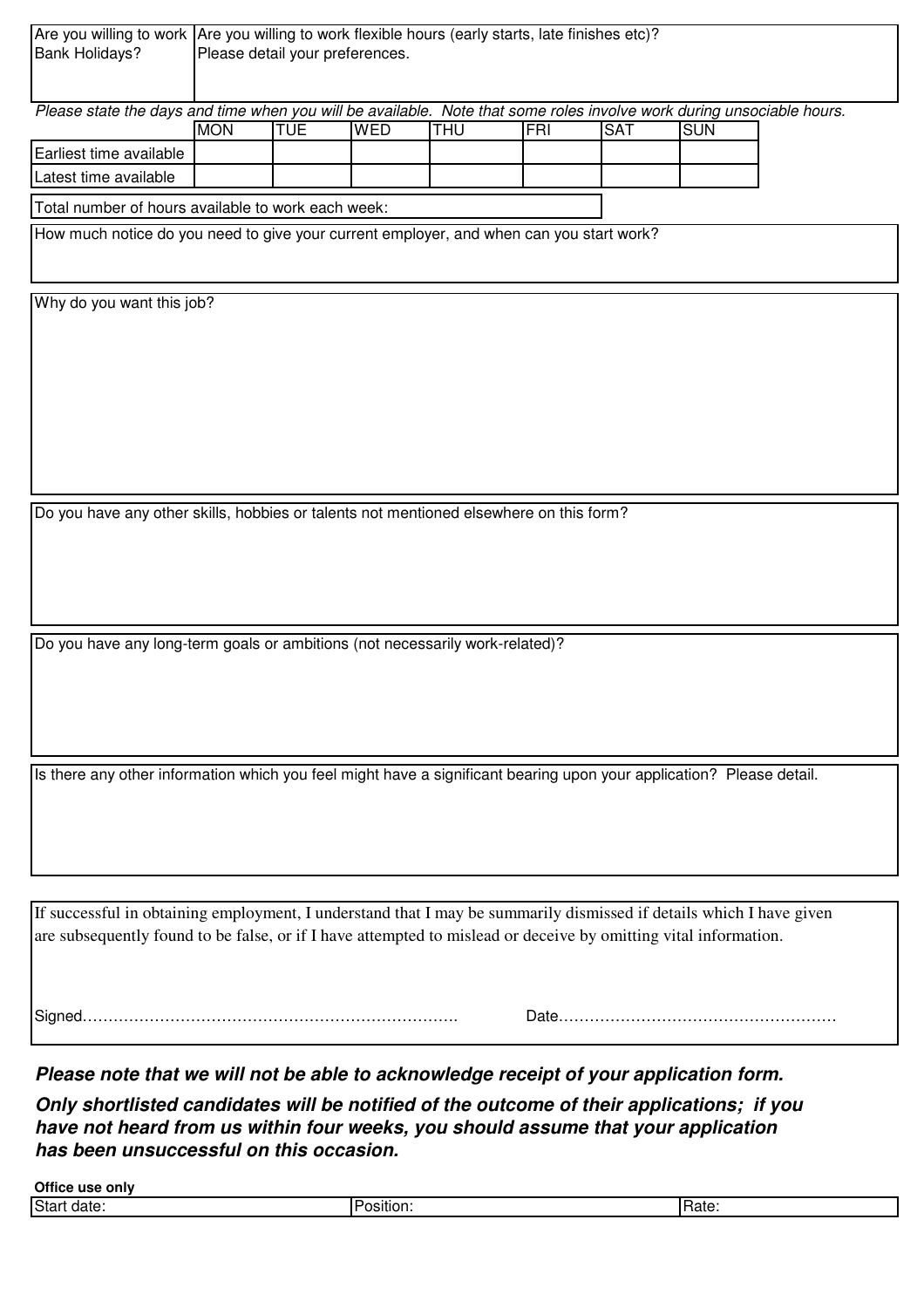| Are you willing to work Bank Holidays? | Are you willing to work flexible hours (early starts, late finishes etc)? Please detail your preferences. |
|---|---|
| | |

*Please state the days and time when you will be available. Note that some roles involve work during unsociable hours.*

| | MON | TUE | WED | THU | FRI | SAT | SUN |
|---|---|---|---|---|---|---|---|
| Earliest time available | | | | | | | |
| Latest time available | | | | | | | |

Total number of hours available to work each week:

How much notice do you need to give your current employer, and when can you start work?

Why do you want this job?

Do you have any other skills, hobbies or talents not mentioned elsewhere on this form?

Do you have any long-term goals or ambitions (not necessarily work-related)?

Is there any other information which you feel might have a significant bearing upon your application? Please detail.

If successful in obtaining employment, I understand that I may be summarily dismissed if details which I have given are subsequently found to be false, or if I have attempted to mislead or deceive by omitting vital information.

Signed……………………………………………………………… Date……………………………………………

***Please note that we will not be able to acknowledge receipt of your application form.***

***Only shortlisted candidates will be notified of the outcome of their applications; if you have not heard from us within four weeks, you should assume that your application has been unsuccessful on this occasion.***

**Office use only**

| Start date: | Position: | Rate: |
|---|---|---|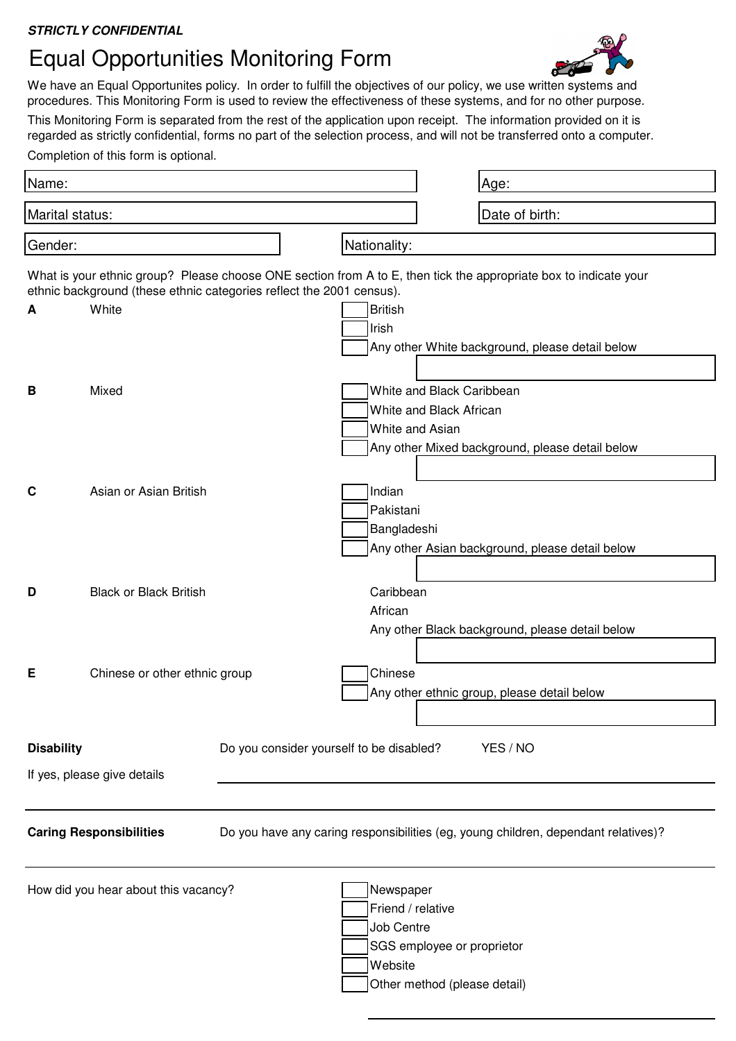***STRICTLY CONFIDENTIAL***

# Equal Opportunities Monitoring Form

We have an Equal Opportunites policy. In order to fulfill the objectives of our policy, we use written systems and procedures. This Monitoring Form is used to review the effectiveness of these systems, and for no other purpose.

This Monitoring Form is separated from the rest of the application upon receipt. The information provided on it is regarded as strictly confidential, forms no part of the selection process, and will not be transferred onto a computer.

Completion of this form is optional.

Name: | Age:

Marital status: | Date of birth:

Gender: | Nationality:

What is your ethnic group? Please choose ONE section from A to E, then tick the appropriate box to indicate your ethnic background (these ethnic categories reflect the 2001 census).

**A** White
- [ ] British
- [ ] Irish
- [ ] Any other White background, please detail below

**B** Mixed
- [ ] White and Black Caribbean
- [ ] White and Black African
- [ ] White and Asian
- [ ] Any other Mixed background, please detail below

**C** Asian or Asian British
- [ ] Indian
- [ ] Pakistani
- [ ] Bangladeshi
- [ ] Any other Asian background, please detail below

**D** Black or Black British
- Caribbean
- African
- Any other Black background, please detail below

**E** Chinese or other ethnic group
- [ ] Chinese
- [ ] Any other ethnic group, please detail below

**Disability** Do you consider yourself to be disabled? YES / NO

If yes, please give details

**Caring Responsibilities** Do you have any caring responsibilities (eg, young children, dependant relatives)?

How did you hear about this vacancy?
- [ ] Newspaper
- [ ] Friend / relative
- [ ] Job Centre
- [ ] SGS employee or proprietor
- [ ] Website
- [ ] Other method (please detail)